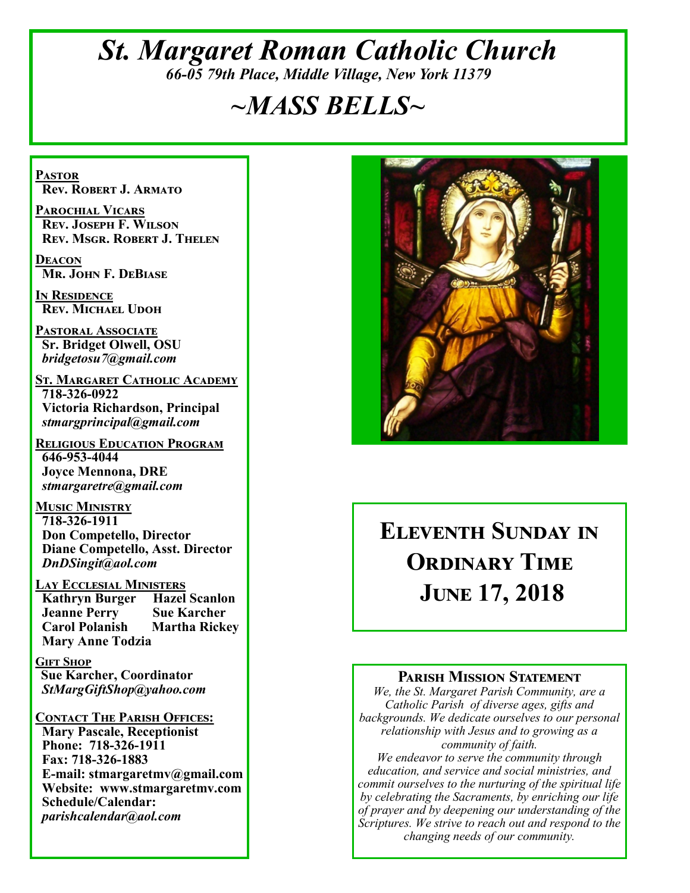# *St. Margaret Roman Catholic Church*

*66-05 79th Place, Middle Village, New York 11379*

# *~MASS BELLS~*

**PASTOR**
**Rev. Robert J. Armato**

**PAROCHIAL VICARS**
**Rev. Joseph F. Wilson**
**Rev. Msgr. Robert J. Thelen**

**DEACON**
**Mr. John F. DeBiase**

**IN RESIDENCE**
**Rev. Michael Udoh**

**PASTORAL ASSOCIATE**
**Sr. Bridget Olwell, OSU**
***bridgetosu7@gmail.com***

**ST. MARGARET CATHOLIC ACADEMY**
**718-326-0922**
**Victoria Richardson, Principal**
***stmargprincipal@gmail.com***

**RELIGIOUS EDUCATION PROGRAM**
**646-953-4044**
**Joyce Mennona, DRE**
***stmargaretre@gmail.com***

**MUSIC MINISTRY**
**718-326-1911**
**Don Competello, Director**
**Diane Competello, Asst. Director**
***DnDSingit@aol.com***

**LAY ECCLESIAL MINISTERS**
**Kathryn Burger** **Hazel Scanlon**
**Jeanne Perry** **Sue Karcher**
**Carol Polanish** **Martha Rickey**
**Mary Anne Todzia**

**GIFT SHOP**
**Sue Karcher, Coordinator**
***StMargGiftShop@yahoo.com***

**CONTACT THE PARISH OFFICES:**
**Mary Pascale, Receptionist**
**Phone: 718-326-1911**
**Fax: 718-326-1883**
**E-mail: stmargaretmv@gmail.com**
**Website: www.stmargaretmv.com**
**Schedule/Calendar:**
***parishcalendar@aol.com***

## Eleventh Sunday in Ordinary Time
## June 17, 2018

### Parish Mission Statement

*We, the St. Margaret Parish Community, are a Catholic Parish of diverse ages, gifts and backgrounds. We dedicate ourselves to our personal relationship with Jesus and to growing as a community of faith.*
*We endeavor to serve the community through education, and service and social ministries, and commit ourselves to the nurturing of the spiritual life by celebrating the Sacraments, by enriching our life of prayer and by deepening our understanding of the Scriptures. We strive to reach out and respond to the changing needs of our community.*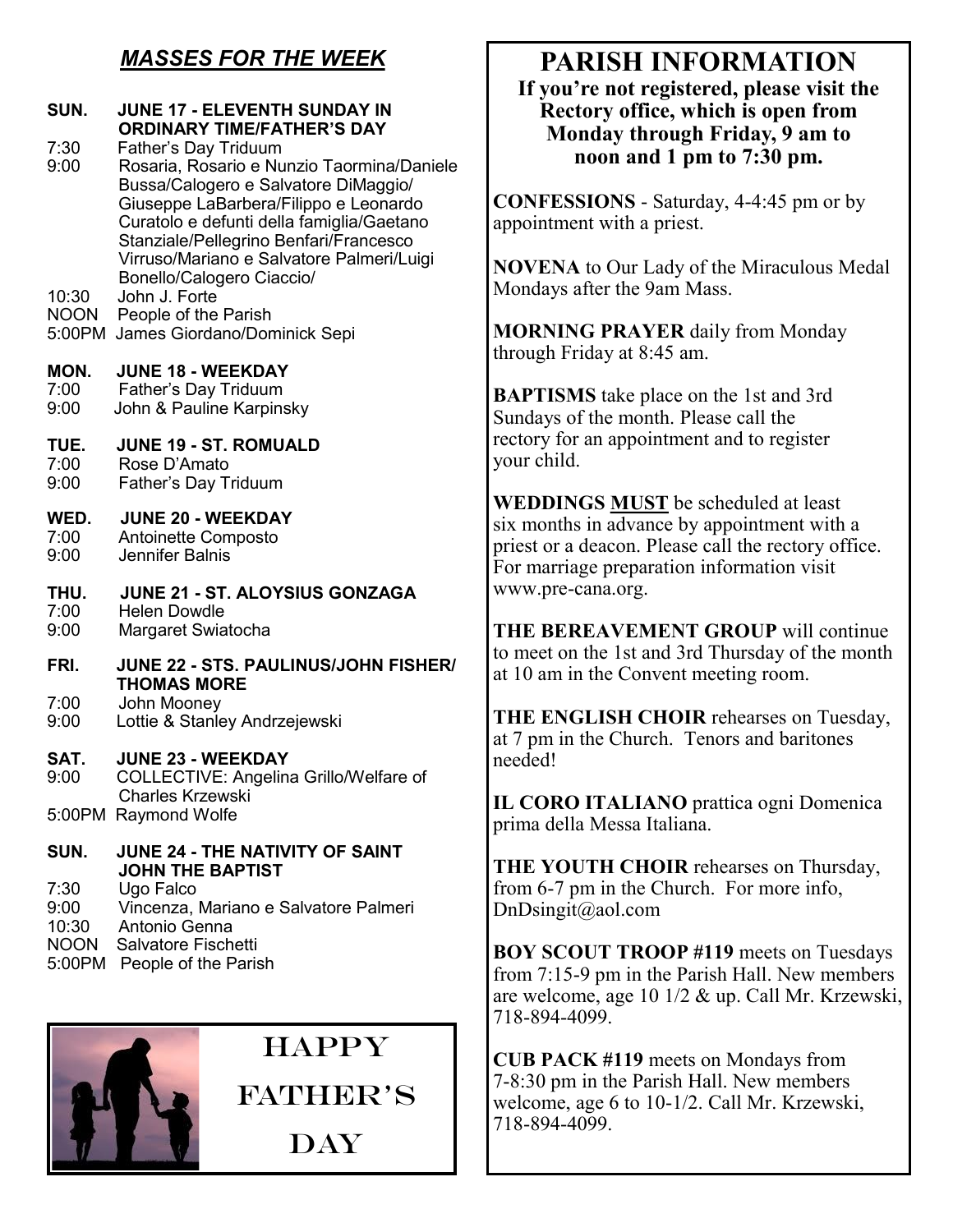## *MASSES FOR THE WEEK*

**SUN. JUNE 17 - ELEVENTH SUNDAY IN ORDINARY TIME/FATHER'S DAY**

7:30 Father's Day Triduum
9:00 Rosaria, Rosario e Nunzio Taormina/Daniele Bussa/Calogero e Salvatore DiMaggio/ Giuseppe LaBarbera/Filippo e Leonardo Curatolo e defunti della famiglia/Gaetano Stanziale/Pellegrino Benfari/Francesco Virruso/Mariano e Salvatore Palmeri/Luigi Bonello/Calogero Ciaccio/
10:30 John J. Forte
NOON People of the Parish
5:00PM James Giordano/Dominick Sepi

**MON. JUNE 18 - WEEKDAY**

7:00 Father's Day Triduum
9:00 John & Pauline Karpinsky

**TUE. JUNE 19 - ST. ROMUALD**

7:00 Rose D'Amato
9:00 Father's Day Triduum

**WED. JUNE 20 - WEEKDAY**

7:00 Antoinette Composto
9:00 Jennifer Balnis

**THU. JUNE 21 - ST. ALOYSIUS GONZAGA**

7:00 Helen Dowdle
9:00 Margaret Swiatocha

**FRI. JUNE 22 - STS. PAULINUS/JOHN FISHER/ THOMAS MORE**

7:00 John Mooney
9:00 Lottie & Stanley Andrzejewski

**SAT. JUNE 23 - WEEKDAY**

9:00 COLLECTIVE: Angelina Grillo/Welfare of Charles Krzewski
5:00PM Raymond Wolfe

**SUN. JUNE 24 - THE NATIVITY OF SAINT JOHN THE BAPTIST**

7:30 Ugo Falco
9:00 Vincenza, Mariano e Salvatore Palmeri
10:30 Antonio Genna
NOON Salvatore Fischetti
5:00PM People of the Parish

HAPPY FATHER'S DAY

# PARISH INFORMATION

**If you're not registered, please visit the Rectory office, which is open from Monday through Friday, 9 am to noon and 1 pm to 7:30 pm.**

**CONFESSIONS** - Saturday, 4-4:45 pm or by appointment with a priest.

**NOVENA** to Our Lady of the Miraculous Medal Mondays after the 9am Mass.

**MORNING PRAYER** daily from Monday through Friday at 8:45 am.

**BAPTISMS** take place on the 1st and 3rd Sundays of the month. Please call the rectory for an appointment and to register your child.

**WEDDINGS MUST** be scheduled at least six months in advance by appointment with a priest or a deacon. Please call the rectory office. For marriage preparation information visit www.pre-cana.org.

**THE BEREAVEMENT GROUP** will continue to meet on the 1st and 3rd Thursday of the month at 10 am in the Convent meeting room.

**THE ENGLISH CHOIR** rehearses on Tuesday, at 7 pm in the Church. Tenors and baritones needed!

**IL CORO ITALIANO** prattica ogni Domenica prima della Messa Italiana.

**THE YOUTH CHOIR** rehearses on Thursday, from 6-7 pm in the Church. For more info, DnDsingit@aol.com

**BOY SCOUT TROOP #119** meets on Tuesdays from 7:15-9 pm in the Parish Hall. New members are welcome, age 10 1/2 & up. Call Mr. Krzewski, 718-894-4099.

**CUB PACK #119** meets on Mondays from 7-8:30 pm in the Parish Hall. New members welcome, age 6 to 10-1/2. Call Mr. Krzewski, 718-894-4099.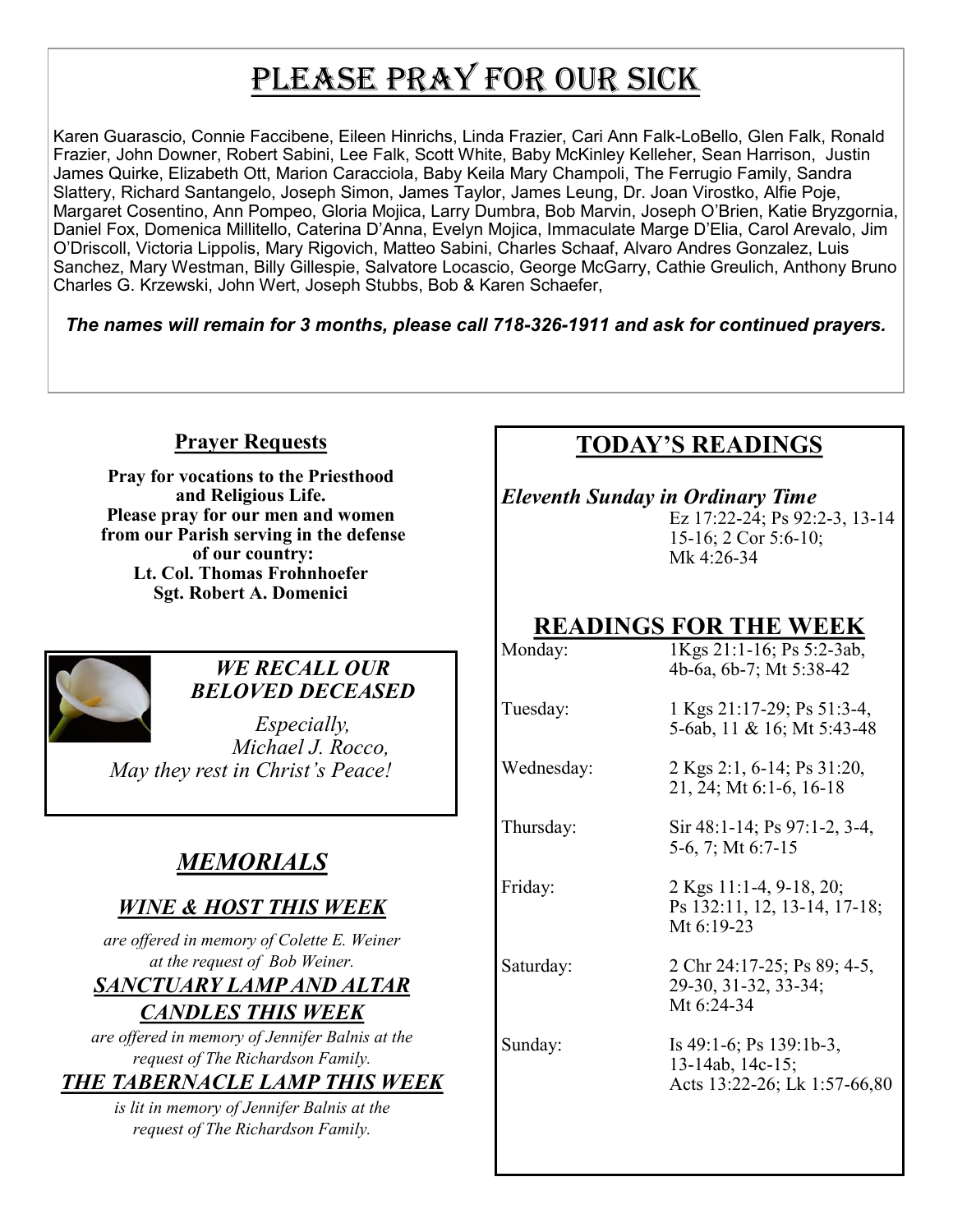# PLEASE PRAY FOR OUR SICK

Karen Guarascio, Connie Faccibene, Eileen Hinrichs, Linda Frazier, Cari Ann Falk-LoBello, Glen Falk, Ronald Frazier, John Downer, Robert Sabini, Lee Falk, Scott White, Baby McKinley Kelleher, Sean Harrison, Justin James Quirke, Elizabeth Ott, Marion Caracciola, Baby Keila Mary Champoli, The Ferrugio Family, Sandra Slattery, Richard Santangelo, Joseph Simon, James Taylor, James Leung, Dr. Joan Virostko, Alfie Poje, Margaret Cosentino, Ann Pompeo, Gloria Mojica, Larry Dumbra, Bob Marvin, Joseph O'Brien, Katie Bryzgornia, Daniel Fox, Domenica Millitello, Caterina D'Anna, Evelyn Mojica, Immaculate Marge D'Elia, Carol Arevalo, Jim O'Driscoll, Victoria Lippolis, Mary Rigovich, Matteo Sabini, Charles Schaaf, Alvaro Andres Gonzalez, Luis Sanchez, Mary Westman, Billy Gillespie, Salvatore Locascio, George McGarry, Cathie Greulich, Anthony Bruno Charles G. Krzewski, John Wert, Joseph Stubbs, Bob & Karen Schaefer,

***The names will remain for 3 months, please call 718-326-1911 and ask for continued prayers.***

## Prayer Requests

**Pray for vocations to the Priesthood and Religious Life.**
**Please pray for our men and women from our Parish serving in the defense of our country:**
**Lt. Col. Thomas Frohnhoefer**
**Sgt. Robert A. Domenici**

### *WE RECALL OUR BELOVED DECEASED*

*Especially,*
*Michael J. Rocco,*
*May they rest in Christ's Peace!*

## *MEMORIALS*

### *WINE & HOST THIS WEEK*

*are offered in memory of Colette E. Weiner at the request of Bob Weiner.*

### *SANCTUARY LAMP AND ALTAR CANDLES THIS WEEK*

*are offered in memory of Jennifer Balnis at the request of The Richardson Family.*

### *THE TABERNACLE LAMP THIS WEEK*

*is lit in memory of Jennifer Balnis at the request of The Richardson Family.*

## TODAY'S READINGS

***Eleventh Sunday in Ordinary Time***
Ez 17:22-24; Ps 92:2-3, 13-14 15-16; 2 Cor 5:6-10; Mk 4:26-34

## READINGS FOR THE WEEK

| | |
|---|---|
| Monday: | 1Kgs 21:1-16; Ps 5:2-3ab, 4b-6a, 6b-7; Mt 5:38-42 |
| Tuesday: | 1 Kgs 21:17-29; Ps 51:3-4, 5-6ab, 11 & 16; Mt 5:43-48 |
| Wednesday: | 2 Kgs 2:1, 6-14; Ps 31:20, 21, 24; Mt 6:1-6, 16-18 |
| Thursday: | Sir 48:1-14; Ps 97:1-2, 3-4, 5-6, 7; Mt 6:7-15 |
| Friday: | 2 Kgs 11:1-4, 9-18, 20; Ps 132:11, 12, 13-14, 17-18; Mt 6:19-23 |
| Saturday: | 2 Chr 24:17-25; Ps 89; 4-5, 29-30, 31-32, 33-34; Mt 6:24-34 |
| Sunday: | Is 49:1-6; Ps 139:1b-3, 13-14ab, 14c-15; Acts 13:22-26; Lk 1:57-66,80 |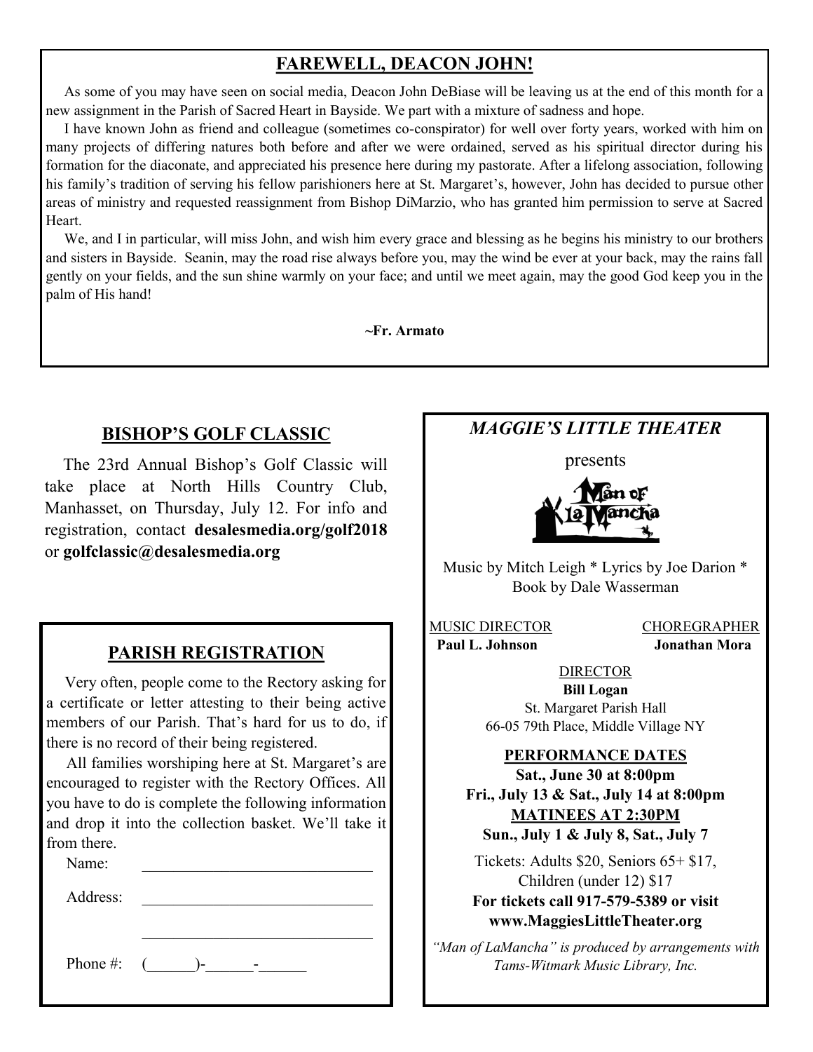## FAREWELL, DEACON JOHN!

As some of you may have seen on social media, Deacon John DeBiase will be leaving us at the end of this month for a new assignment in the Parish of Sacred Heart in Bayside. We part with a mixture of sadness and hope.

I have known John as friend and colleague (sometimes co-conspirator) for well over forty years, worked with him on many projects of differing natures both before and after we were ordained, served as his spiritual director during his formation for the diaconate, and appreciated his presence here during my pastorate. After a lifelong association, following his family's tradition of serving his fellow parishioners here at St. Margaret's, however, John has decided to pursue other areas of ministry and requested reassignment from Bishop DiMarzio, who has granted him permission to serve at Sacred Heart.

We, and I in particular, will miss John, and wish him every grace and blessing as he begins his ministry to our brothers and sisters in Bayside. Seanin, may the road rise always before you, may the wind be ever at your back, may the rains fall gently on your fields, and the sun shine warmly on your face; and until we meet again, may the good God keep you in the palm of His hand!

**~Fr. Armato**

## BISHOP'S GOLF CLASSIC

The 23rd Annual Bishop's Golf Classic will take place at North Hills Country Club, Manhasset, on Thursday, July 12. For info and registration, contact **desalesmedia.org/golf2018** or **golfclassic@desalesmedia.org**

## PARISH REGISTRATION

Very often, people come to the Rectory asking for a certificate or letter attesting to their being active members of our Parish. That's hard for us to do, if there is no record of their being registered.

All families worshiping here at St. Margaret's are encouraged to register with the Rectory Offices. All you have to do is complete the following information and drop it into the collection basket. We'll take it from there.

Name: ____________________________

Address: ____________________________

____________________________

Phone #: (______)-______-______

## *MAGGIE'S LITTLE THEATER*

presents

Man of La Mancha

Music by Mitch Leigh * Lyrics by Joe Darion * Book by Dale Wasserman

MUSIC DIRECTOR
**Paul L. Johnson**

CHOREGRAPHER
**Jonathan Mora**

DIRECTOR
**Bill Logan**

St. Margaret Parish Hall
66-05 79th Place, Middle Village NY

**PERFORMANCE DATES**

**Sat., June 30 at 8:00pm**
**Fri., July 13 & Sat., July 14 at 8:00pm**

**MATINEES AT 2:30PM**

**Sun., July 1 & July 8, Sat., July 7**

Tickets: Adults $20, Seniors 65+ $17, Children (under 12) $17

**For tickets call 917-579-5389 or visit www.MaggiesLittleTheater.org**

*"Man of LaMancha" is produced by arrangements with Tams-Witmark Music Library, Inc.*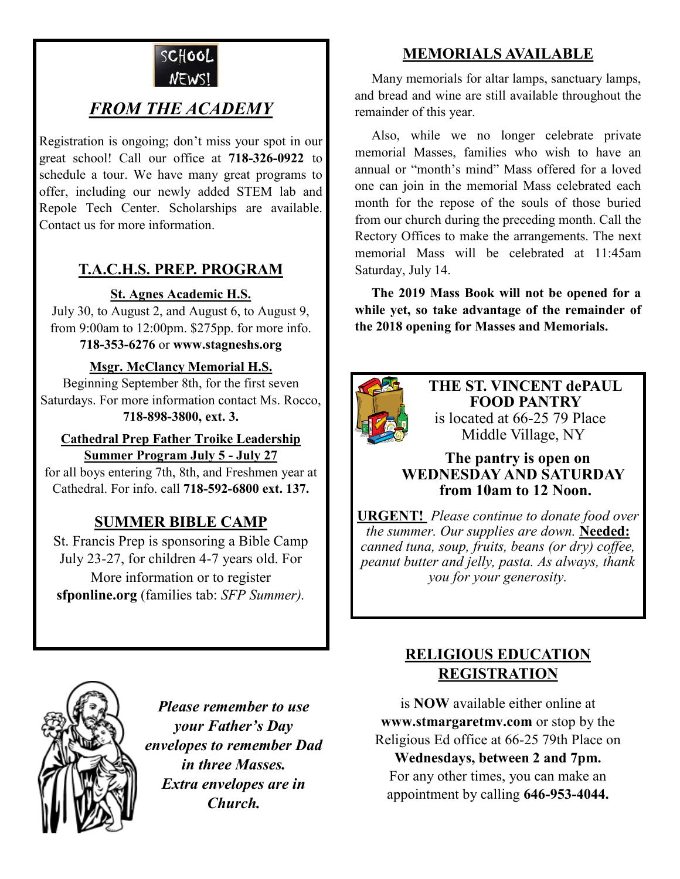SCHOOL NEWS!

## *FROM THE ACADEMY*

Registration is ongoing; don't miss your spot in our great school! Call our office at **718-326-0922** to schedule a tour. We have many great programs to offer, including our newly added STEM lab and Repole Tech Center. Scholarships are available. Contact us for more information.

## T.A.C.H.S. PREP. PROGRAM

**St. Agnes Academic H.S.**

July 30, to August 2, and August 6, to August 9, from 9:00am to 12:00pm. $275pp. for more info. **718-353-6276** or **www.stagneshs.org**

**Msgr. McClancy Memorial H.S.**

Beginning September 8th, for the first seven Saturdays. For more information contact Ms. Rocco, **718-898-3800, ext. 3.**

**Cathedral Prep Father Troike Leadership Summer Program July 5 - July 27**

for all boys entering 7th, 8th, and Freshmen year at Cathedral. For info. call **718-592-6800 ext. 137.**

## SUMMER BIBLE CAMP

St. Francis Prep is sponsoring a Bible Camp July 23-27, for children 4-7 years old. For More information or to register **sfponline.org** (families tab: *SFP Summer).*

***Please remember to use your Father's Day envelopes to remember Dad in three Masses. Extra envelopes are in Church.***

## MEMORIALS AVAILABLE

Many memorials for altar lamps, sanctuary lamps, and bread and wine are still available throughout the remainder of this year.

Also, while we no longer celebrate private memorial Masses, families who wish to have an annual or "month's mind" Mass offered for a loved one can join in the memorial Mass celebrated each month for the repose of the souls of those buried from our church during the preceding month. Call the Rectory Offices to make the arrangements. The next memorial Mass will be celebrated at 11:45am Saturday, July 14.

**The 2019 Mass Book will not be opened for a while yet, so take advantage of the remainder of the 2018 opening for Masses and Memorials.**

**THE ST. VINCENT dePAUL FOOD PANTRY**

is located at 66-25 79 Place Middle Village, NY

**The pantry is open on WEDNESDAY AND SATURDAY from 10am to 12 Noon.**

**URGENT!** *Please continue to donate food over the summer. Our supplies are down.* **Needed:** *canned tuna, soup, fruits, beans (or dry) coffee, peanut butter and jelly, pasta. As always, thank you for your generosity.*

## RELIGIOUS EDUCATION REGISTRATION

is **NOW** available either online at **www.stmargaretmv.com** or stop by the Religious Ed office at 66-25 79th Place on **Wednesdays, between 2 and 7pm.** For any other times, you can make an appointment by calling **646-953-4044.**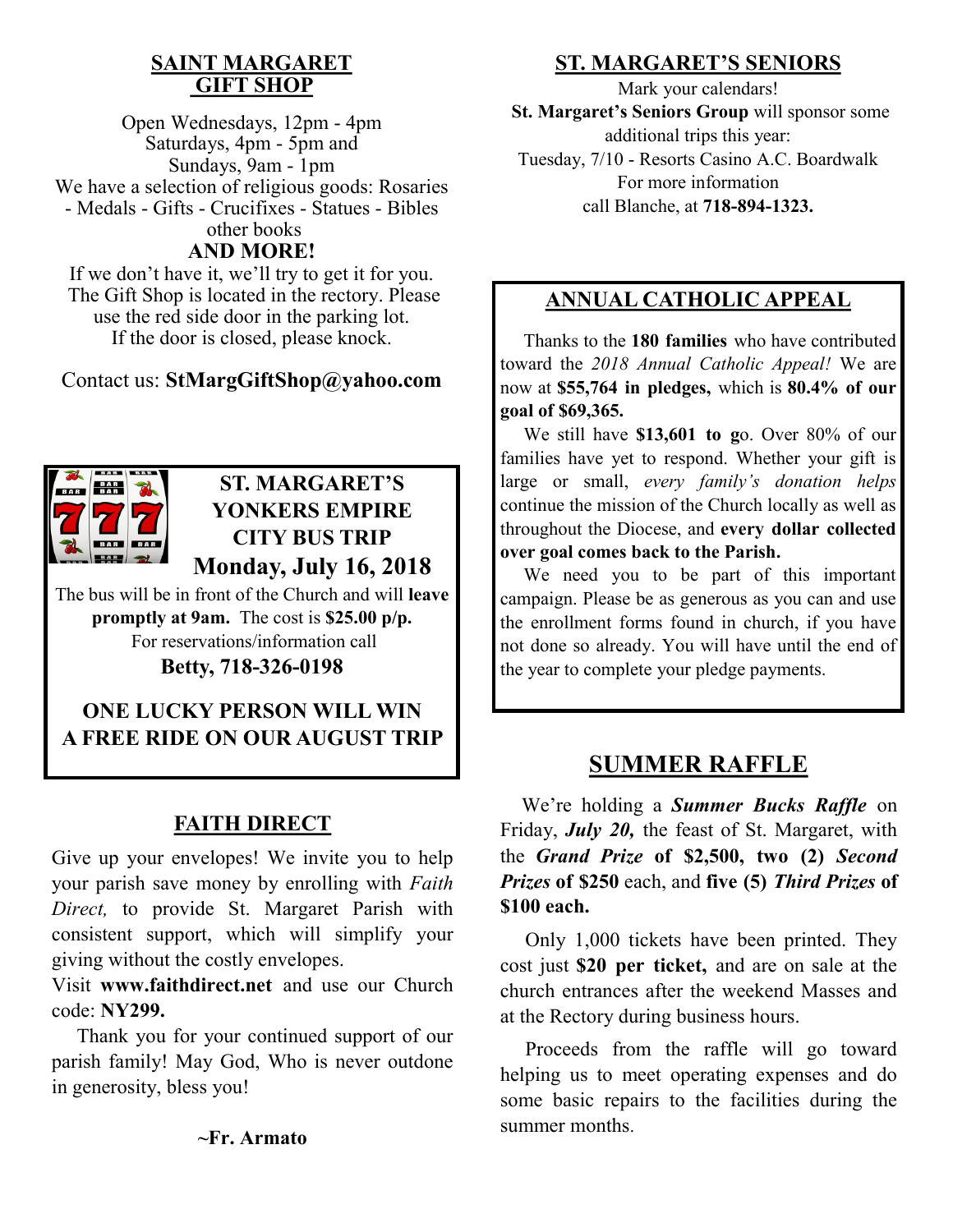## SAINT MARGARET GIFT SHOP

Open Wednesdays, 12pm - 4pm
Saturdays, 4pm - 5pm and
Sundays, 9am - 1pm
We have a selection of religious goods: Rosaries - Medals - Gifts - Crucifixes - Statues - Bibles other books

**AND MORE!**

If we don't have it, we'll try to get it for you. The Gift Shop is located in the rectory. Please use the red side door in the parking lot. If the door is closed, please knock.

Contact us: **StMargGiftShop@yahoo.com**

## ST. MARGARET'S YONKERS EMPIRE CITY BUS TRIP

**Monday, July 16, 2018**

The bus will be in front of the Church and will **leave promptly at 9am.** The cost is **$25.00 p/p.**
For reservations/information call
**Betty, 718-326-0198**

**ONE LUCKY PERSON WILL WIN A FREE RIDE ON OUR AUGUST TRIP**

## FAITH DIRECT

Give up your envelopes! We invite you to help your parish save money by enrolling with *Faith Direct,* to provide St. Margaret Parish with consistent support, which will simplify your giving without the costly envelopes.
Visit **www.faithdirect.net** and use our Church code: **NY299.**

Thank you for your continued support of our parish family! May God, Who is never outdone in generosity, bless you!

**~Fr. Armato**

## ST. MARGARET'S SENIORS

Mark your calendars!
**St. Margaret's Seniors Group** will sponsor some additional trips this year:
Tuesday, 7/10 - Resorts Casino A.C. Boardwalk
For more information
call Blanche, at **718-894-1323.**

## ANNUAL CATHOLIC APPEAL

Thanks to the **180 families** who have contributed toward the *2018 Annual Catholic Appeal!* We are now at **$55,764 in pledges,** which is **80.4% of our goal of $69,365.**

We still have **$13,601 to go**. Over 80% of our families have yet to respond. Whether your gift is large or small, *every family's donation helps* continue the mission of the Church locally as well as throughout the Diocese, and **every dollar collected over goal comes back to the Parish.**

We need you to be part of this important campaign. Please be as generous as you can and use the enrollment forms found in church, if you have not done so already. You will have until the end of the year to complete your pledge payments.

## SUMMER RAFFLE

We're holding a ***Summer Bucks Raffle*** on Friday, ***July 20,*** the feast of St. Margaret, with the ***Grand Prize* of $2,500, two (2) *Second Prizes* of $250** each, and **five (5) *Third Prizes* of $100 each.**

Only 1,000 tickets have been printed. They cost just **$20 per ticket,** and are on sale at the church entrances after the weekend Masses and at the Rectory during business hours.

Proceeds from the raffle will go toward helping us to meet operating expenses and do some basic repairs to the facilities during the summer months.